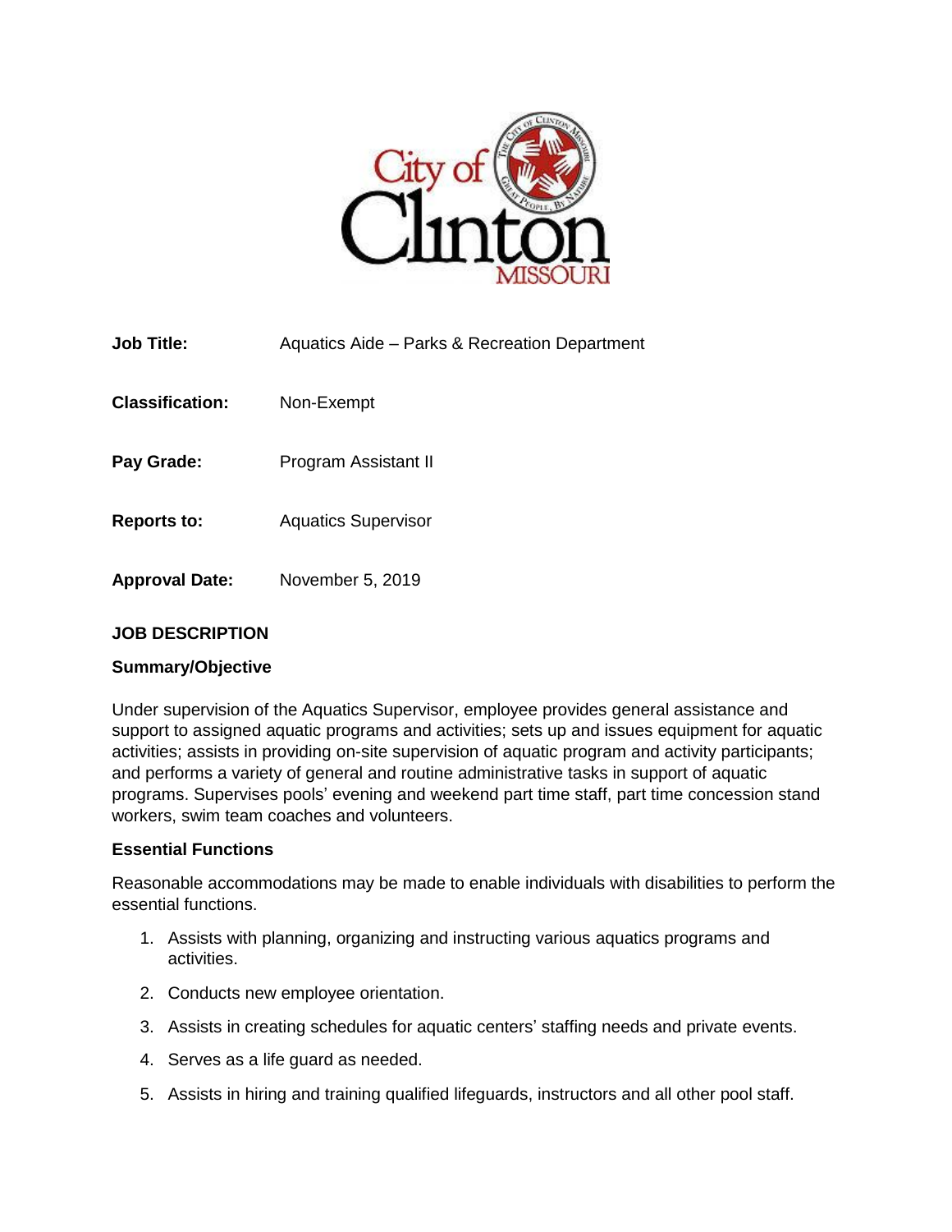| | |
|---|---|
| **Job Title:** | Aquatics Aide – Parks & Recreation Department |
| **Classification:** | Non-Exempt |
| **Pay Grade:** | Program Assistant II |
| **Reports to:** | Aquatics Supervisor |
| **Approval Date:** | November 5, 2019 |

## JOB DESCRIPTION

### Summary/Objective

Under supervision of the Aquatics Supervisor, employee provides general assistance and support to assigned aquatic programs and activities; sets up and issues equipment for aquatic activities; assists in providing on-site supervision of aquatic program and activity participants; and performs a variety of general and routine administrative tasks in support of aquatic programs. Supervises pools' evening and weekend part time staff, part time concession stand workers, swim team coaches and volunteers.

### Essential Functions

Reasonable accommodations may be made to enable individuals with disabilities to perform the essential functions.

1. Assists with planning, organizing and instructing various aquatics programs and activities.
2. Conducts new employee orientation.
3. Assists in creating schedules for aquatic centers' staffing needs and private events.
4. Serves as a life guard as needed.
5. Assists in hiring and training qualified lifeguards, instructors and all other pool staff.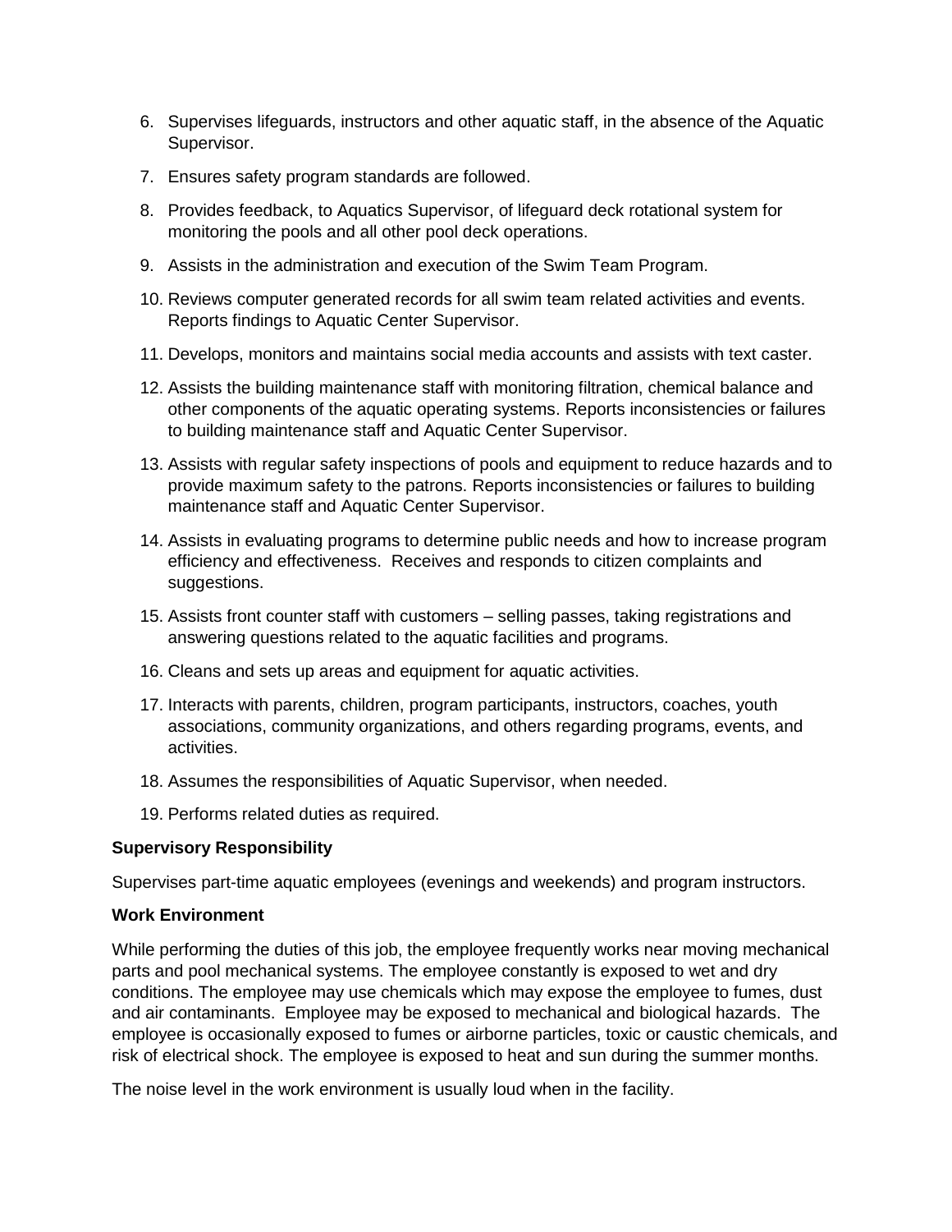6. Supervises lifeguards, instructors and other aquatic staff, in the absence of the Aquatic Supervisor.
7. Ensures safety program standards are followed.
8. Provides feedback, to Aquatics Supervisor, of lifeguard deck rotational system for monitoring the pools and all other pool deck operations.
9. Assists in the administration and execution of the Swim Team Program.
10. Reviews computer generated records for all swim team related activities and events. Reports findings to Aquatic Center Supervisor.
11. Develops, monitors and maintains social media accounts and assists with text caster.
12. Assists the building maintenance staff with monitoring filtration, chemical balance and other components of the aquatic operating systems. Reports inconsistencies or failures to building maintenance staff and Aquatic Center Supervisor.
13. Assists with regular safety inspections of pools and equipment to reduce hazards and to provide maximum safety to the patrons. Reports inconsistencies or failures to building maintenance staff and Aquatic Center Supervisor.
14. Assists in evaluating programs to determine public needs and how to increase program efficiency and effectiveness. Receives and responds to citizen complaints and suggestions.
15. Assists front counter staff with customers – selling passes, taking registrations and answering questions related to the aquatic facilities and programs.
16. Cleans and sets up areas and equipment for aquatic activities.
17. Interacts with parents, children, program participants, instructors, coaches, youth associations, community organizations, and others regarding programs, events, and activities.
18. Assumes the responsibilities of Aquatic Supervisor, when needed.
19. Performs related duties as required.

**Supervisory Responsibility**

Supervises part-time aquatic employees (evenings and weekends) and program instructors.

**Work Environment**

While performing the duties of this job, the employee frequently works near moving mechanical parts and pool mechanical systems. The employee constantly is exposed to wet and dry conditions. The employee may use chemicals which may expose the employee to fumes, dust and air contaminants. Employee may be exposed to mechanical and biological hazards. The employee is occasionally exposed to fumes or airborne particles, toxic or caustic chemicals, and risk of electrical shock. The employee is exposed to heat and sun during the summer months.

The noise level in the work environment is usually loud when in the facility.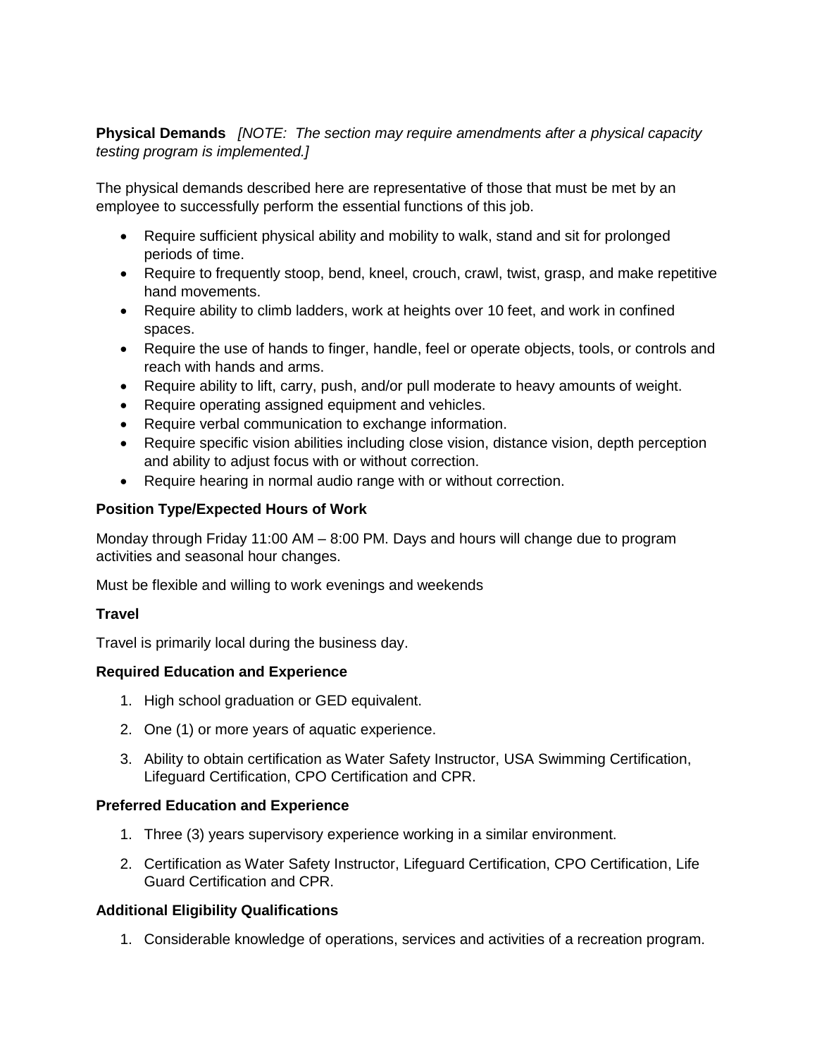**Physical Demands** *[NOTE: The section may require amendments after a physical capacity testing program is implemented.]*

The physical demands described here are representative of those that must be met by an employee to successfully perform the essential functions of this job.

- Require sufficient physical ability and mobility to walk, stand and sit for prolonged periods of time.
- Require to frequently stoop, bend, kneel, crouch, crawl, twist, grasp, and make repetitive hand movements.
- Require ability to climb ladders, work at heights over 10 feet, and work in confined spaces.
- Require the use of hands to finger, handle, feel or operate objects, tools, or controls and reach with hands and arms.
- Require ability to lift, carry, push, and/or pull moderate to heavy amounts of weight.
- Require operating assigned equipment and vehicles.
- Require verbal communication to exchange information.
- Require specific vision abilities including close vision, distance vision, depth perception and ability to adjust focus with or without correction.
- Require hearing in normal audio range with or without correction.

**Position Type/Expected Hours of Work**

Monday through Friday 11:00 AM – 8:00 PM. Days and hours will change due to program activities and seasonal hour changes.

Must be flexible and willing to work evenings and weekends

**Travel**

Travel is primarily local during the business day.

**Required Education and Experience**

1. High school graduation or GED equivalent.
2. One (1) or more years of aquatic experience.
3. Ability to obtain certification as Water Safety Instructor, USA Swimming Certification, Lifeguard Certification, CPO Certification and CPR.

**Preferred Education and Experience**

1. Three (3) years supervisory experience working in a similar environment.
2. Certification as Water Safety Instructor, Lifeguard Certification, CPO Certification, Life Guard Certification and CPR.

**Additional Eligibility Qualifications**

1. Considerable knowledge of operations, services and activities of a recreation program.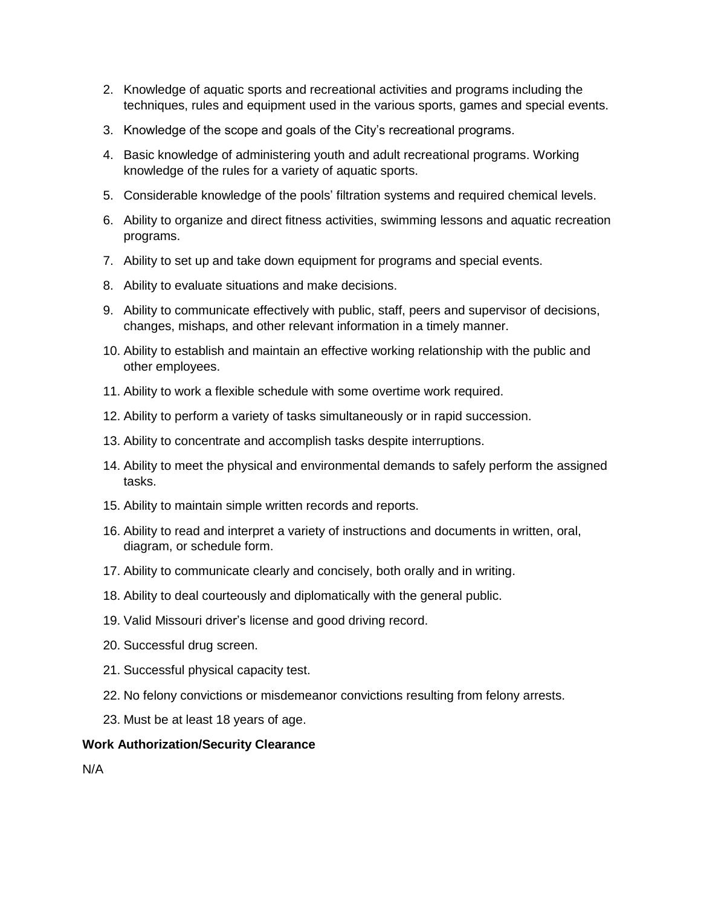2. Knowledge of aquatic sports and recreational activities and programs including the techniques, rules and equipment used in the various sports, games and special events.
3. Knowledge of the scope and goals of the City's recreational programs.
4. Basic knowledge of administering youth and adult recreational programs. Working knowledge of the rules for a variety of aquatic sports.
5. Considerable knowledge of the pools' filtration systems and required chemical levels.
6. Ability to organize and direct fitness activities, swimming lessons and aquatic recreation programs.
7. Ability to set up and take down equipment for programs and special events.
8. Ability to evaluate situations and make decisions.
9. Ability to communicate effectively with public, staff, peers and supervisor of decisions, changes, mishaps, and other relevant information in a timely manner.
10. Ability to establish and maintain an effective working relationship with the public and other employees.
11. Ability to work a flexible schedule with some overtime work required.
12. Ability to perform a variety of tasks simultaneously or in rapid succession.
13. Ability to concentrate and accomplish tasks despite interruptions.
14. Ability to meet the physical and environmental demands to safely perform the assigned tasks.
15. Ability to maintain simple written records and reports.
16. Ability to read and interpret a variety of instructions and documents in written, oral, diagram, or schedule form.
17. Ability to communicate clearly and concisely, both orally and in writing.
18. Ability to deal courteously and diplomatically with the general public.
19. Valid Missouri driver's license and good driving record.
20. Successful drug screen.
21. Successful physical capacity test.
22. No felony convictions or misdemeanor convictions resulting from felony arrests.
23. Must be at least 18 years of age.

**Work Authorization/Security Clearance**

N/A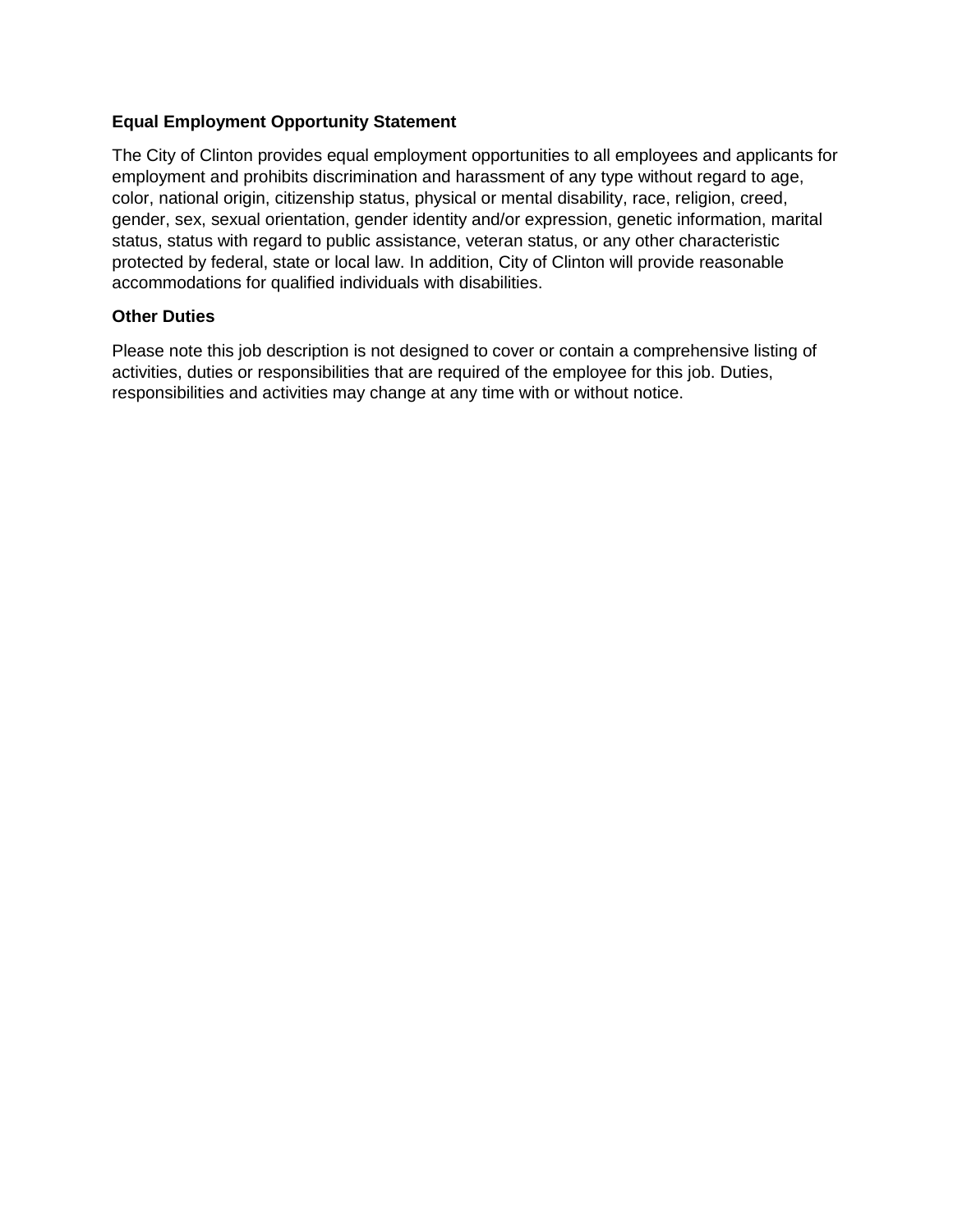**Equal Employment Opportunity Statement**

The City of Clinton provides equal employment opportunities to all employees and applicants for employment and prohibits discrimination and harassment of any type without regard to age, color, national origin, citizenship status, physical or mental disability, race, religion, creed, gender, sex, sexual orientation, gender identity and/or expression, genetic information, marital status, status with regard to public assistance, veteran status, or any other characteristic protected by federal, state or local law. In addition, City of Clinton will provide reasonable accommodations for qualified individuals with disabilities.

**Other Duties**

Please note this job description is not designed to cover or contain a comprehensive listing of activities, duties or responsibilities that are required of the employee for this job. Duties, responsibilities and activities may change at any time with or without notice.